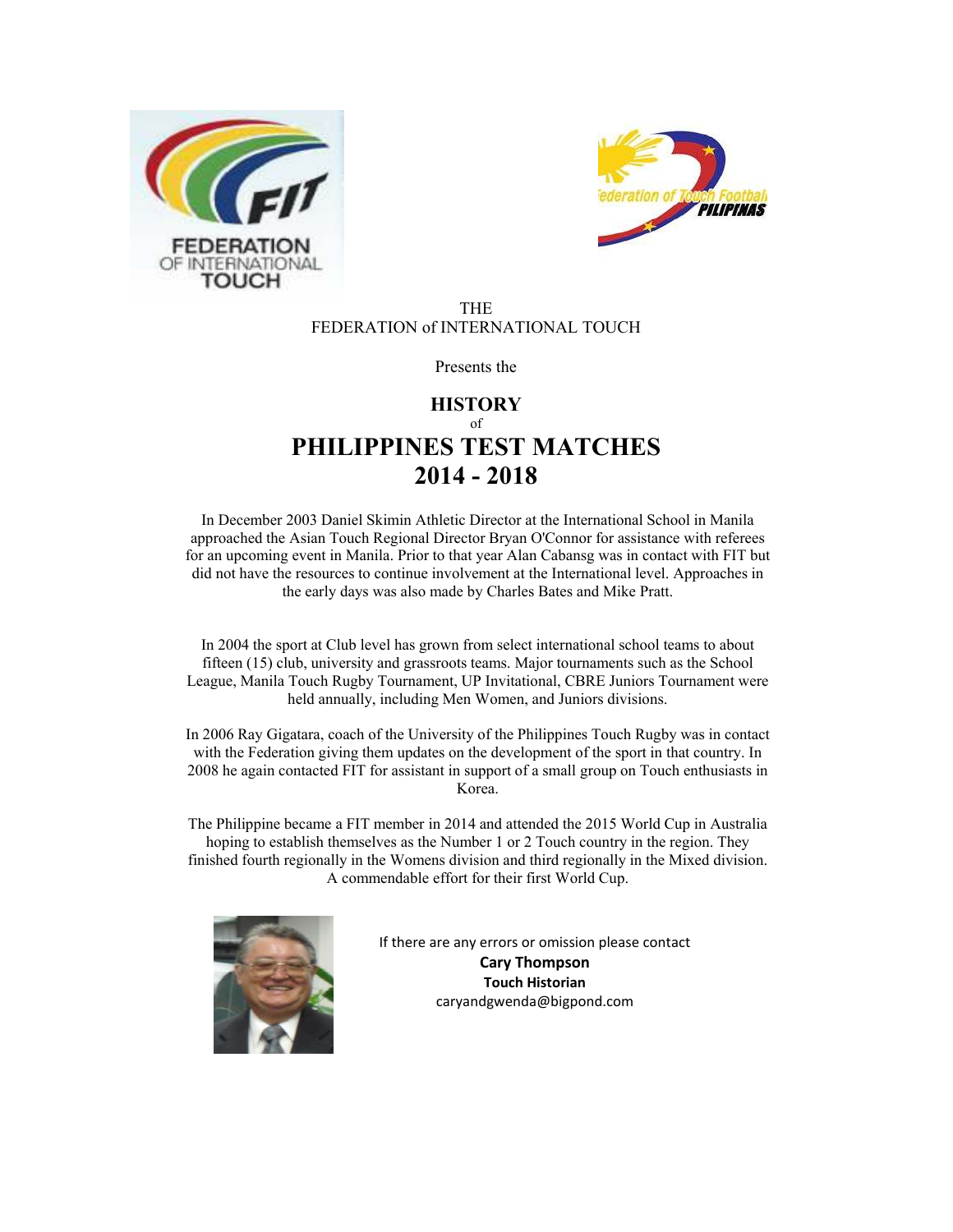THE
FEDERATION of INTERNATIONAL TOUCH

Presents the

# HISTORY
of
# PHILIPPINES TEST MATCHES 2014 - 2018

In December 2003 Daniel Skimin Athletic Director at the International School in Manila approached the Asian Touch Regional Director Bryan O'Connor for assistance with referees for an upcoming event in Manila. Prior to that year Alan Cabansg was in contact with FIT but did not have the resources to continue involvement at the International level. Approaches in the early days was also made by Charles Bates and Mike Pratt.

In 2004 the sport at Club level has grown from select international school teams to about fifteen (15) club, university and grassroots teams. Major tournaments such as the School League, Manila Touch Rugby Tournament, UP Invitational, CBRE Juniors Tournament were held annually, including Men Women, and Juniors divisions.

In 2006 Ray Gigatara, coach of the University of the Philippines Touch Rugby was in contact with the Federation giving them updates on the development of the sport in that country. In 2008 he again contacted FIT for assistant in support of a small group on Touch enthusiasts in Korea.

The Philippine became a FIT member in 2014 and attended the 2015 World Cup in Australia hoping to establish themselves as the Number 1 or 2 Touch country in the region. They finished fourth regionally in the Womens division and third regionally in the Mixed division. A commendable effort for their first World Cup.

If there are any errors or omission please contact
**Cary Thompson**
**Touch Historian**
caryandgwenda@bigpond.com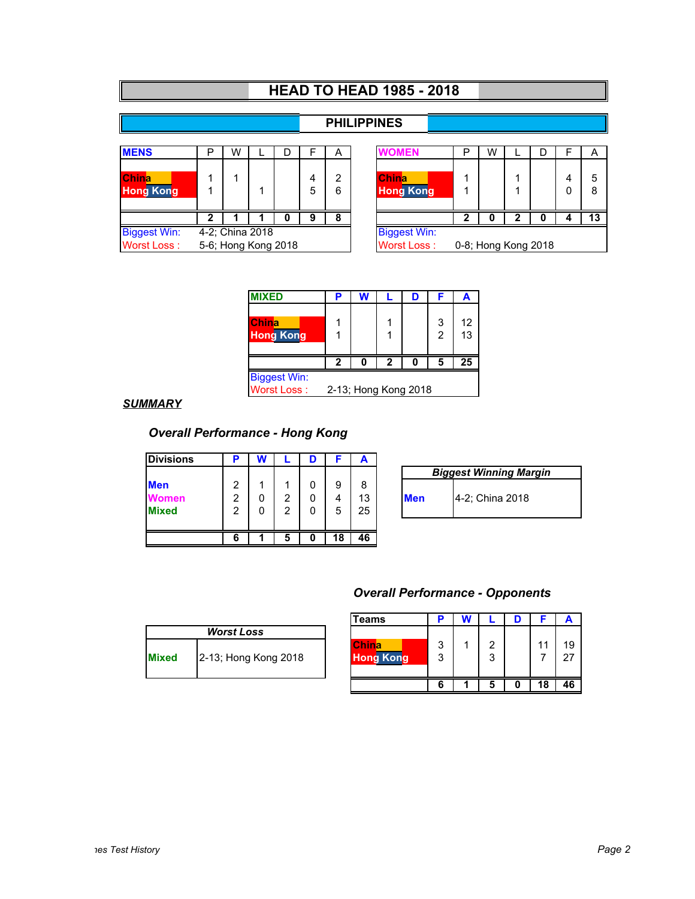# HEAD TO HEAD 1985 - 2018

## PHILIPPINES

| MENS | P | W | L | D | F | A |
|---|---|---|---|---|---|---|
| China | 1 | 1 | | | 4 | 2 |
| Hong Kong | 1 | | 1 | | 5 | 6 |
| | **2** | **1** | **1** | **0** | **9** | **8** |

Biggest Win: 4-2; China 2018
Worst Loss : 5-6; Hong Kong 2018

| WOMEN | P | W | L | D | F | A |
|---|---|---|---|---|---|---|
| China | 1 | | 1 | | 4 | 5 |
| Hong Kong | 1 | | 1 | | 0 | 8 |
| | **2** | **0** | **2** | **0** | **4** | **13** |

Biggest Win:
Worst Loss : 0-8; Hong Kong 2018

| MIXED | P | W | L | D | F | A |
|---|---|---|---|---|---|---|
| China | 1 | | 1 | | 3 | 12 |
| Hong Kong | 1 | | 1 | | 2 | 13 |
| | **2** | **0** | **2** | **0** | **5** | **25** |

Biggest Win:
Worst Loss : 2-13; Hong Kong 2018

### *SUMMARY*

#### *Overall Performance - Hong Kong*

| Divisions | P | W | L | D | F | A |
|---|---|---|---|---|---|---|
| Men | 2 | 1 | 1 | 0 | 9 | 8 |
| Women | 2 | 0 | 2 | 0 | 4 | 13 |
| Mixed | 2 | 0 | 2 | 0 | 5 | 25 |
| | **6** | **1** | **5** | **0** | **18** | **46** |

| *Biggest Winning Margin* | |
|---|---|
| Men | 4-2; China 2018 |

| *Worst Loss* | |
|---|---|
| Mixed | 2-13; Hong Kong 2018 |

#### *Overall Performance - Opponents*

| Teams | P | W | L | D | F | A |
|---|---|---|---|---|---|---|
| China | 3 | 1 | 2 | | 11 | 19 |
| Hong Kong | 3 | | 3 | | 7 | 27 |
| | **6** | **1** | **5** | **0** | **18** | **46** |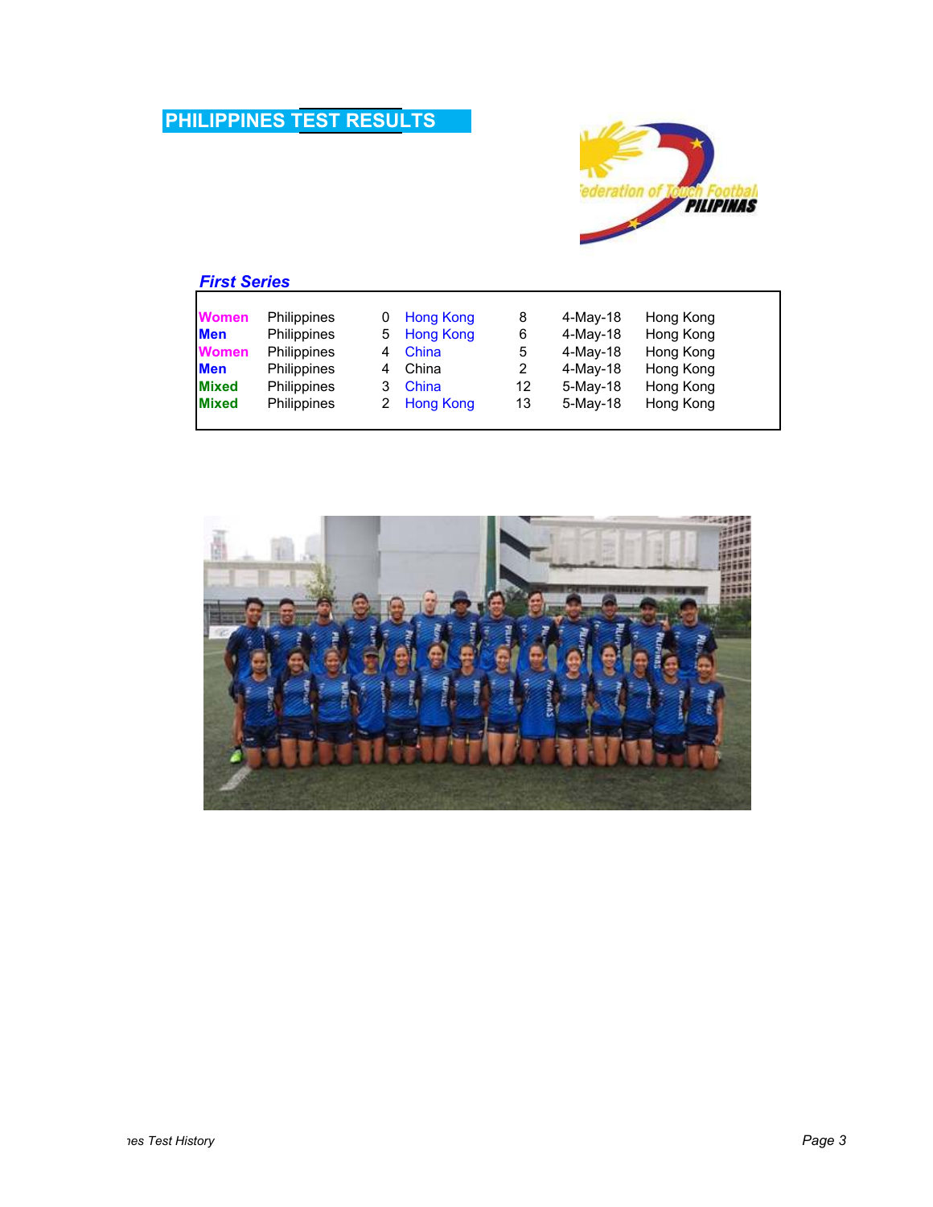# PHILIPPINES TEST RESULTS

### *First Series*

| | | | | | | |
|---|---|---|---|---|---|---|
| **Women** | Philippines | 0 | Hong Kong | 8 | 4-May-18 | Hong Kong |
| **Men** | Philippines | 5 | Hong Kong | 6 | 4-May-18 | Hong Kong |
| **Women** | Philippines | 4 | China | 5 | 4-May-18 | Hong Kong |
| **Men** | Philippines | 4 | China | 2 | 4-May-18 | Hong Kong |
| **Mixed** | Philippines | 3 | China | 12 | 5-May-18 | Hong Kong |
| **Mixed** | Philippines | 2 | Hong Kong | 13 | 5-May-18 | Hong Kong |